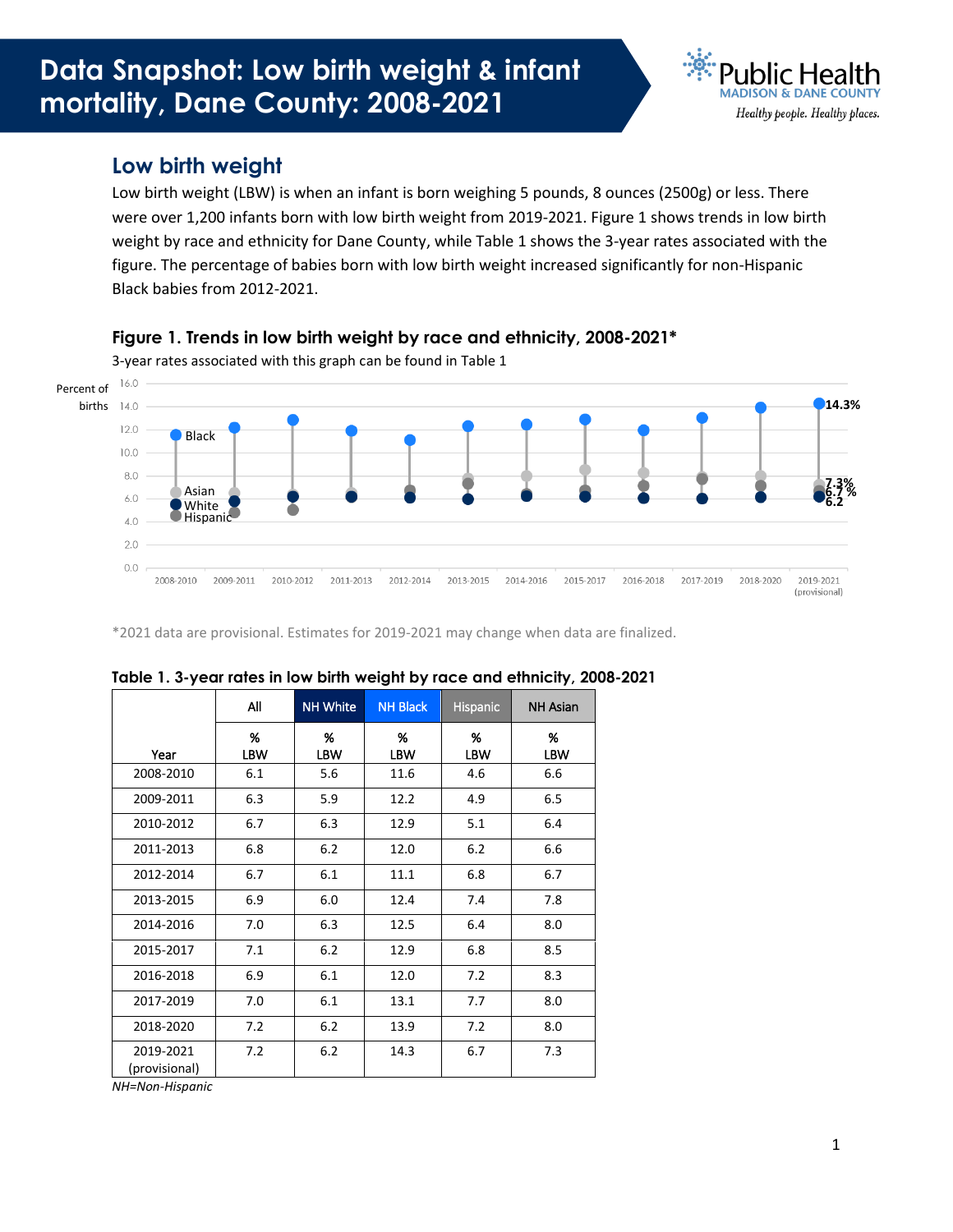# Data Snapshot: Low birth weight & infant mortality, Dane County: 2008-2021

Public Health
MADISON & DANE COUNTY
*Healthy people. Healthy places.*

## Low birth weight

Low birth weight (LBW) is when an infant is born weighing 5 pounds, 8 ounces (2500g) or less. There were over 1,200 infants born with low birth weight from 2019-2021. Figure 1 shows trends in low birth weight by race and ethnicity for Dane County, while Table 1 shows the 3-year rates associated with the figure. The percentage of babies born with low birth weight increased significantly for non-Hispanic Black babies from 2012-2021.

### Figure 1. Trends in low birth weight by race and ethnicity, 2008-2021*

3-year rates associated with this graph can be found in Table 1

Percent of births
16.0
14.0
12.0
10.0
8.0
6.0
4.0
2.0
0.0

Black
Asian
White
Hispanic

14.3%
7.3%
6.7%
6.2

2008-2010
2009-2011
2010-2012
2011-2013
2012-2014
2013-2015
2014-2016
2015-2017
2016-2018
2017-2019
2018-2020
2019-2021 (provisional)

*2021 data are provisional. Estimates for 2019-2021 may change when data are finalized.

### Table 1. 3-year rates in low birth weight by race and ethnicity, 2008-2021

| Year | All<br>% LBW | NH White<br>% LBW | NH Black<br>% LBW | Hispanic<br>% LBW | NH Asian<br>% LBW |
|---|---|---|---|---|---|
| 2008-2010 | 6.1 | 5.6 | 11.6 | 4.6 | 6.6 |
| 2009-2011 | 6.3 | 5.9 | 12.2 | 4.9 | 6.5 |
| 2010-2012 | 6.7 | 6.3 | 12.9 | 5.1 | 6.4 |
| 2011-2013 | 6.8 | 6.2 | 12.0 | 6.2 | 6.6 |
| 2012-2014 | 6.7 | 6.1 | 11.1 | 6.8 | 6.7 |
| 2013-2015 | 6.9 | 6.0 | 12.4 | 7.4 | 7.8 |
| 2014-2016 | 7.0 | 6.3 | 12.5 | 6.4 | 8.0 |
| 2015-2017 | 7.1 | 6.2 | 12.9 | 6.8 | 8.5 |
| 2016-2018 | 6.9 | 6.1 | 12.0 | 7.2 | 8.3 |
| 2017-2019 | 7.0 | 6.1 | 13.1 | 7.7 | 8.0 |
| 2018-2020 | 7.2 | 6.2 | 13.9 | 7.2 | 8.0 |
| 2019-2021 (provisional) | 7.2 | 6.2 | 14.3 | 6.7 | 7.3 |

*NH=Non-Hispanic*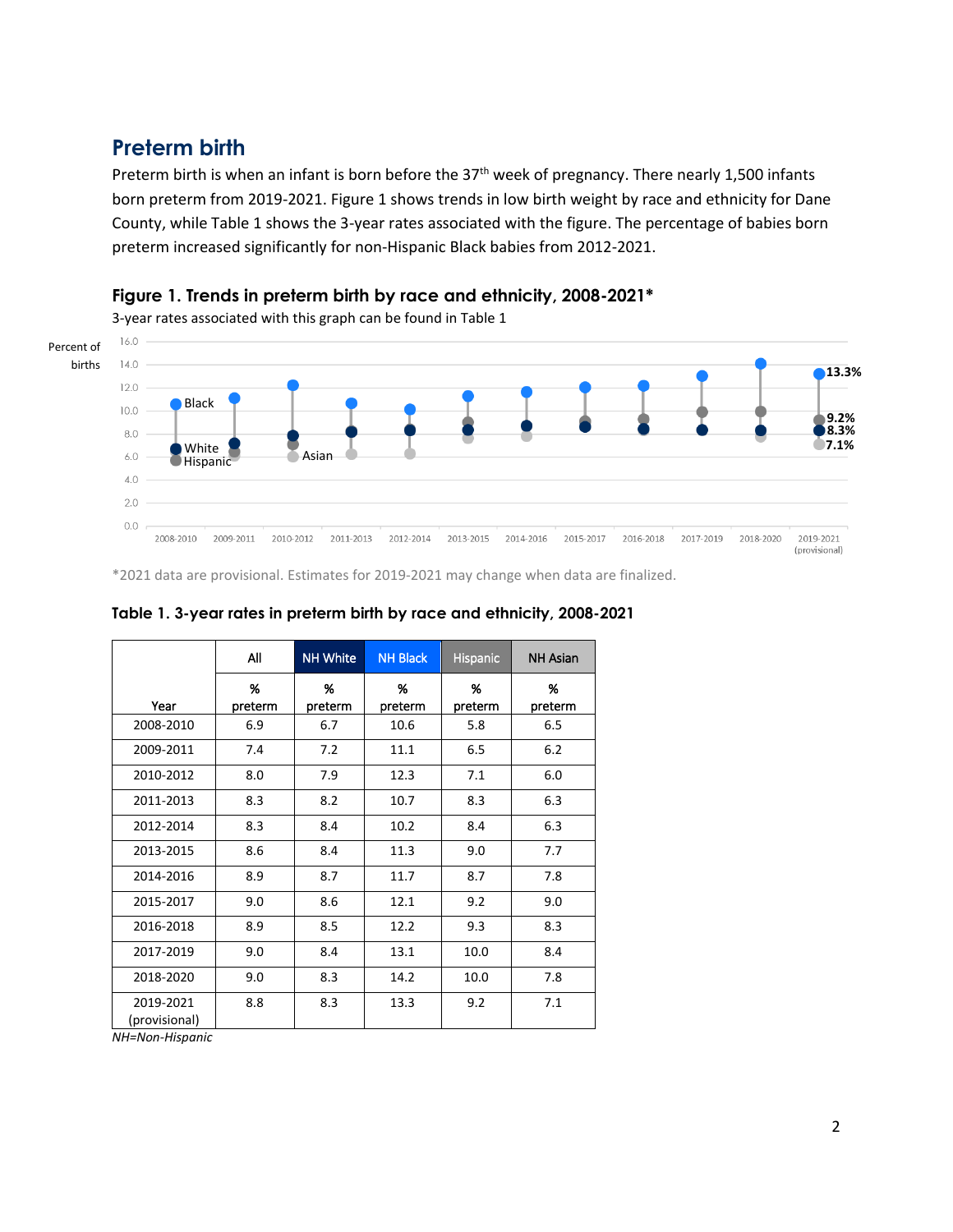## Preterm birth

Preterm birth is when an infant is born before the 37th week of pregnancy. There nearly 1,500 infants born preterm from 2019-2021. Figure 1 shows trends in low birth weight by race and ethnicity for Dane County, while Table 1 shows the 3-year rates associated with the figure. The percentage of babies born preterm increased significantly for non-Hispanic Black babies from 2012-2021.

### Figure 1. Trends in preterm birth by race and ethnicity, 2008-2021*

3-year rates associated with this graph can be found in Table 1

Percent of births

16.0
14.0
12.0
10.0
8.0
6.0
4.0
2.0
0.0

Black
White
Hispanic
Asian

13.3%
9.2%
8.3%
7.1%

2008-2010 2009-2011 2010-2012 2011-2013 2012-2014 2013-2015 2014-2016 2015-2017 2016-2018 2017-2019 2018-2020 2019-2021 (provisional)

*2021 data are provisional. Estimates for 2019-2021 may change when data are finalized.

### Table 1. 3-year rates in preterm birth by race and ethnicity, 2008-2021

| | All | NH White | NH Black | Hispanic | NH Asian |
|---|---|---|---|---|---|
| Year | % preterm | % preterm | % preterm | % preterm | % preterm |
| 2008-2010 | 6.9 | 6.7 | 10.6 | 5.8 | 6.5 |
| 2009-2011 | 7.4 | 7.2 | 11.1 | 6.5 | 6.2 |
| 2010-2012 | 8.0 | 7.9 | 12.3 | 7.1 | 6.0 |
| 2011-2013 | 8.3 | 8.2 | 10.7 | 8.3 | 6.3 |
| 2012-2014 | 8.3 | 8.4 | 10.2 | 8.4 | 6.3 |
| 2013-2015 | 8.6 | 8.4 | 11.3 | 9.0 | 7.7 |
| 2014-2016 | 8.9 | 8.7 | 11.7 | 8.7 | 7.8 |
| 2015-2017 | 9.0 | 8.6 | 12.1 | 9.2 | 9.0 |
| 2016-2018 | 8.9 | 8.5 | 12.2 | 9.3 | 8.3 |
| 2017-2019 | 9.0 | 8.4 | 13.1 | 10.0 | 8.4 |
| 2018-2020 | 9.0 | 8.3 | 14.2 | 10.0 | 7.8 |
| 2019-2021 (provisional) | 8.8 | 8.3 | 13.3 | 9.2 | 7.1 |

*NH=Non-Hispanic*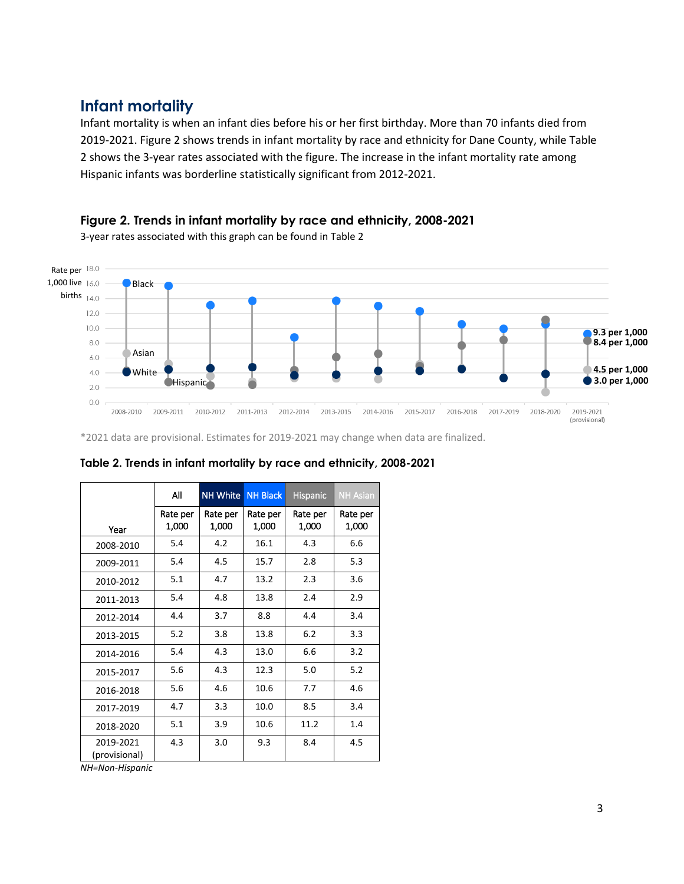## Infant mortality

Infant mortality is when an infant dies before his or her first birthday. More than 70 infants died from 2019-2021. Figure 2 shows trends in infant mortality by race and ethnicity for Dane County, while Table 2 shows the 3-year rates associated with the figure. The increase in the infant mortality rate among Hispanic infants was borderline statistically significant from 2012-2021.

### Figure 2. Trends in infant mortality by race and ethnicity, 2008-2021

3-year rates associated with this graph can be found in Table 2

Rate per 1,000 live births

18.0
16.0
14.0
12.0
10.0
8.0
6.0
4.0
2.0
0.0

Black
Asian
White
Hispanic

9.3 per 1,000
8.4 per 1,000
4.5 per 1,000
3.0 per 1,000

2008-2010
2009-2011
2010-2012
2011-2013
2012-2014
2013-2015
2014-2016
2015-2017
2016-2018
2017-2019
2018-2020
2019-2021 (provisional)

*2021 data are provisional. Estimates for 2019-2021 may change when data are finalized.

### Table 2. Trends in infant mortality by race and ethnicity, 2008-2021

| | All | NH White | NH Black | Hispanic | NH Asian |
|---|---|---|---|---|---|
| Year | Rate per 1,000 | Rate per 1,000 | Rate per 1,000 | Rate per 1,000 | Rate per 1,000 |
| 2008-2010 | 5.4 | 4.2 | 16.1 | 4.3 | 6.6 |
| 2009-2011 | 5.4 | 4.5 | 15.7 | 2.8 | 5.3 |
| 2010-2012 | 5.1 | 4.7 | 13.2 | 2.3 | 3.6 |
| 2011-2013 | 5.4 | 4.8 | 13.8 | 2.4 | 2.9 |
| 2012-2014 | 4.4 | 3.7 | 8.8 | 4.4 | 3.4 |
| 2013-2015 | 5.2 | 3.8 | 13.8 | 6.2 | 3.3 |
| 2014-2016 | 5.4 | 4.3 | 13.0 | 6.6 | 3.2 |
| 2015-2017 | 5.6 | 4.3 | 12.3 | 5.0 | 5.2 |
| 2016-2018 | 5.6 | 4.6 | 10.6 | 7.7 | 4.6 |
| 2017-2019 | 4.7 | 3.3 | 10.0 | 8.5 | 3.4 |
| 2018-2020 | 5.1 | 3.9 | 10.6 | 11.2 | 1.4 |
| 2019-2021 (provisional) | 4.3 | 3.0 | 9.3 | 8.4 | 4.5 |

*NH=Non-Hispanic*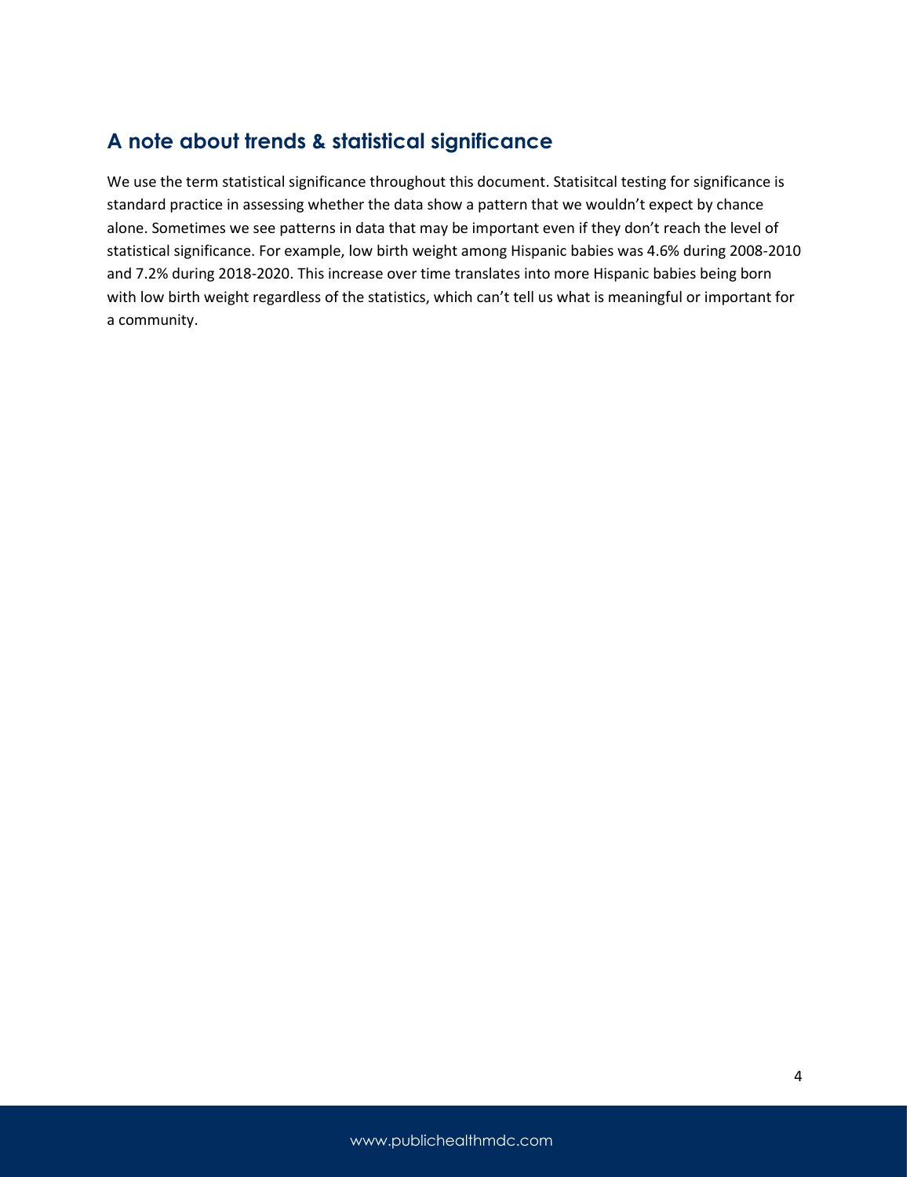## A note about trends & statistical significance

We use the term statistical significance throughout this document. Statisitcal testing for significance is standard practice in assessing whether the data show a pattern that we wouldn't expect by chance alone. Sometimes we see patterns in data that may be important even if they don't reach the level of statistical significance. For example, low birth weight among Hispanic babies was 4.6% during 2008-2010 and 7.2% during 2018-2020. This increase over time translates into more Hispanic babies being born with low birth weight regardless of the statistics, which can't tell us what is meaningful or important for a community.